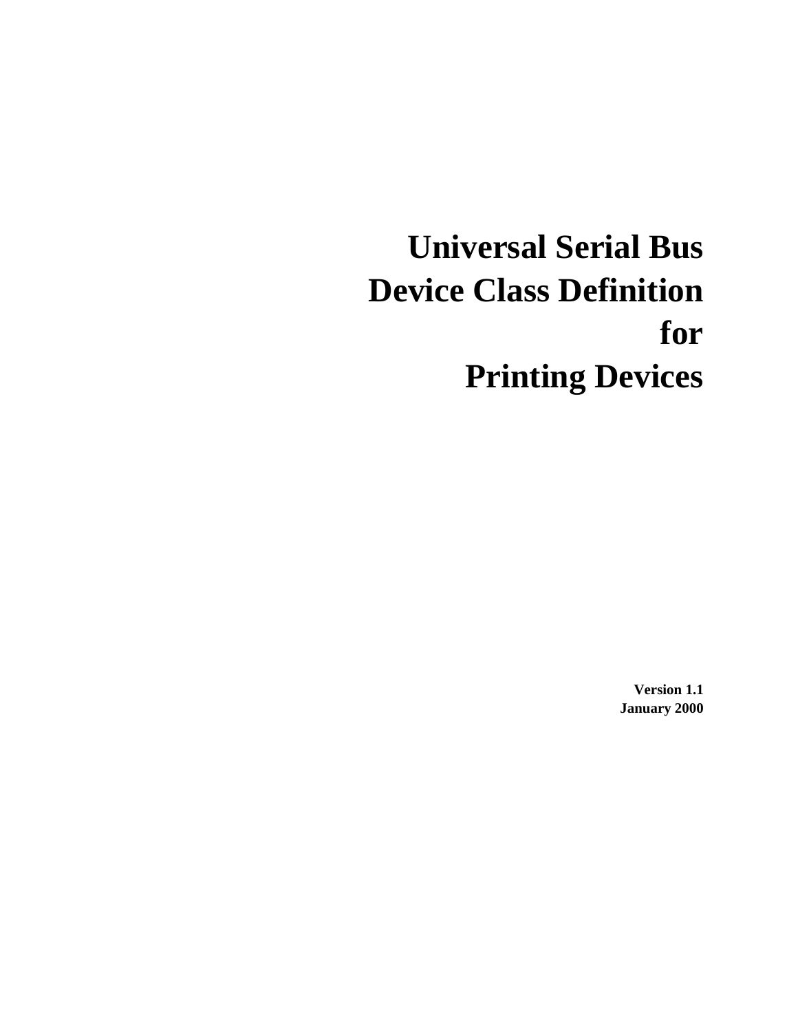# Universal Serial Bus Device Class Definition for Printing Devices

**Version 1.1**
**January 2000**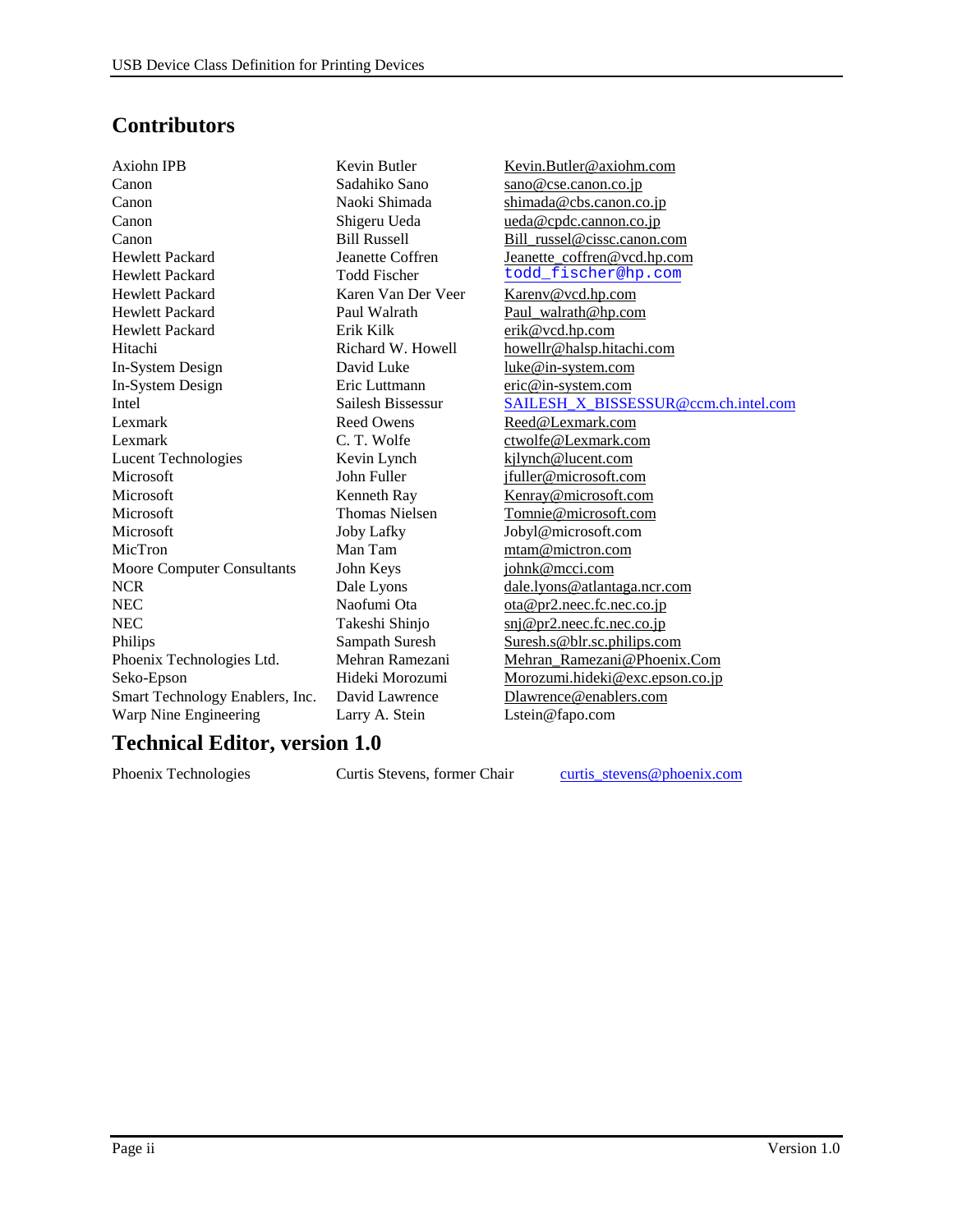## Contributors

| | | |
|---|---|---|
| Axiohn IPB | Kevin Butler | Kevin.Butler@axiohm.com |
| Canon | Sadahiko Sano | sano@cse.canon.co.jp |
| Canon | Naoki Shimada | shimada@cbs.canon.co.jp |
| Canon | Shigeru Ueda | ueda@cpdc.cannon.co.jp |
| Canon | Bill Russell | Bill_russel@cissc.canon.com |
| Hewlett Packard | Jeanette Coffren | Jeanette_coffren@vcd.hp.com |
| Hewlett Packard | Todd Fischer | todd_fischer@hp.com |
| Hewlett Packard | Karen Van Der Veer | Karenv@vcd.hp.com |
| Hewlett Packard | Paul Walrath | Paul_walrath@hp.com |
| Hewlett Packard | Erik Kilk | erik@vcd.hp.com |
| Hitachi | Richard W. Howell | howellr@halsp.hitachi.com |
| In-System Design | David Luke | luke@in-system.com |
| In-System Design | Eric Luttmann | eric@in-system.com |
| Intel | Sailesh Bissessur | SAILESH_X_BISSESSUR@ccm.ch.intel.com |
| Lexmark | Reed Owens | Reed@Lexmark.com |
| Lexmark | C. T. Wolfe | ctwolfe@Lexmark.com |
| Lucent Technologies | Kevin Lynch | kjlynch@lucent.com |
| Microsoft | John Fuller | jfuller@microsoft.com |
| Microsoft | Kenneth Ray | Kenray@microsoft.com |
| Microsoft | Thomas Nielsen | Tomnie@microsoft.com |
| Microsoft | Joby Lafky | Jobyl@microsoft.com |
| MicTron | Man Tam | mtam@mictron.com |
| Moore Computer Consultants | John Keys | johnk@mcci.com |
| NCR | Dale Lyons | dale.lyons@atlantaga.ncr.com |
| NEC | Naofumi Ota | ota@pr2.neec.fc.nec.co.jp |
| NEC | Takeshi Shinjo | snj@pr2.neec.fc.nec.co.jp |
| Philips | Sampath Suresh | Suresh.s@blr.sc.philips.com |
| Phoenix Technologies Ltd. | Mehran Ramezani | Mehran_Ramezani@Phoenix.Com |
| Seko-Epson | Hideki Morozumi | Morozumi.hideki@exc.epson.co.jp |
| Smart Technology Enablers, Inc. | David Lawrence | Dlawrence@enablers.com |
| Warp Nine Engineering | Larry A. Stein | Lstein@fapo.com |

## Technical Editor, version 1.0

| | | |
|---|---|---|
| Phoenix Technologies | Curtis Stevens, former Chair | curtis_stevens@phoenix.com |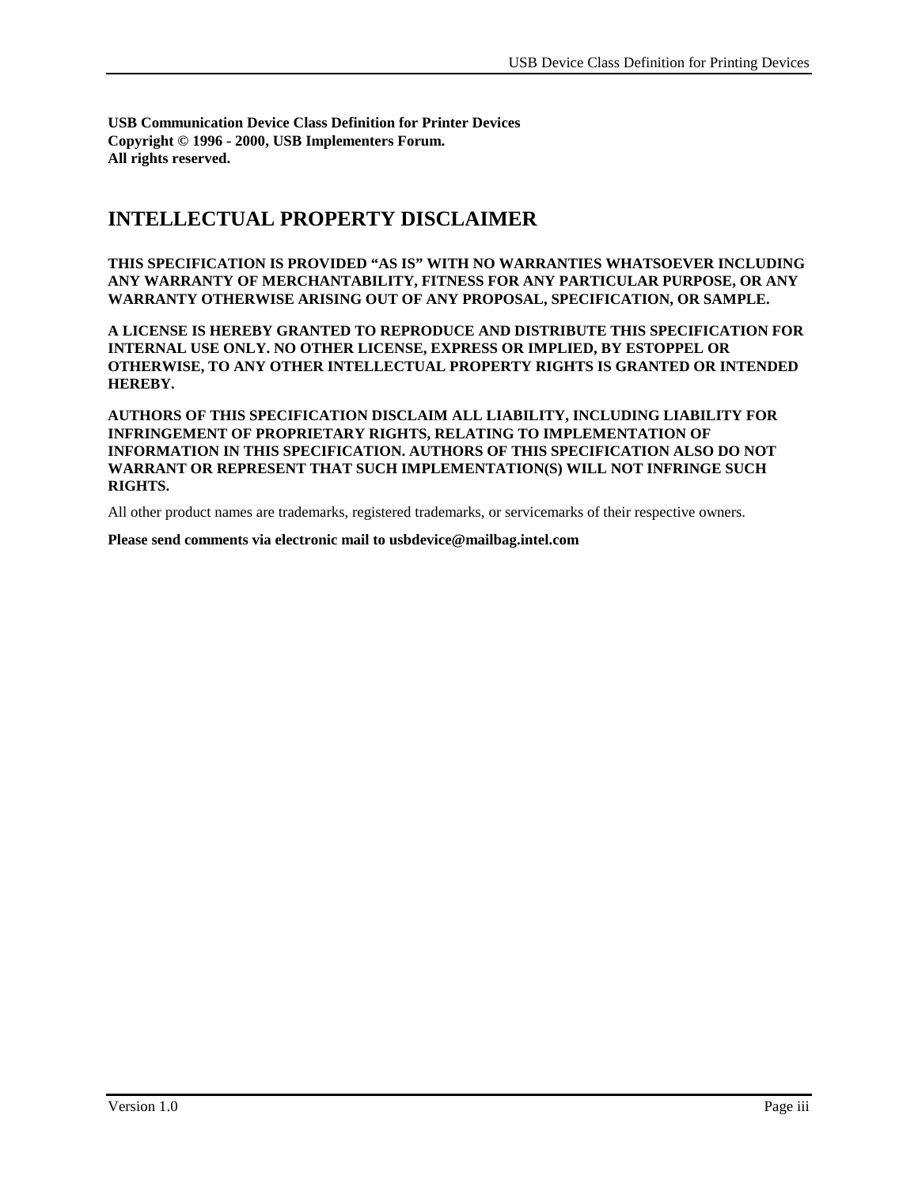**USB Communication Device Class Definition for Printer Devices**
**Copyright © 1996 - 2000, USB Implementers Forum.**
**All rights reserved.**

# INTELLECTUAL PROPERTY DISCLAIMER

**THIS SPECIFICATION IS PROVIDED "AS IS" WITH NO WARRANTIES WHATSOEVER INCLUDING ANY WARRANTY OF MERCHANTABILITY, FITNESS FOR ANY PARTICULAR PURPOSE, OR ANY WARRANTY OTHERWISE ARISING OUT OF ANY PROPOSAL, SPECIFICATION, OR SAMPLE.**

**A LICENSE IS HEREBY GRANTED TO REPRODUCE AND DISTRIBUTE THIS SPECIFICATION FOR INTERNAL USE ONLY. NO OTHER LICENSE, EXPRESS OR IMPLIED, BY ESTOPPEL OR OTHERWISE, TO ANY OTHER INTELLECTUAL PROPERTY RIGHTS IS GRANTED OR INTENDED HEREBY.**

**AUTHORS OF THIS SPECIFICATION DISCLAIM ALL LIABILITY, INCLUDING LIABILITY FOR INFRINGEMENT OF PROPRIETARY RIGHTS, RELATING TO IMPLEMENTATION OF INFORMATION IN THIS SPECIFICATION. AUTHORS OF THIS SPECIFICATION ALSO DO NOT WARRANT OR REPRESENT THAT SUCH IMPLEMENTATION(S) WILL NOT INFRINGE SUCH RIGHTS.**

All other product names are trademarks, registered trademarks, or servicemarks of their respective owners.

**Please send comments via electronic mail to usbdevice@mailbag.intel.com**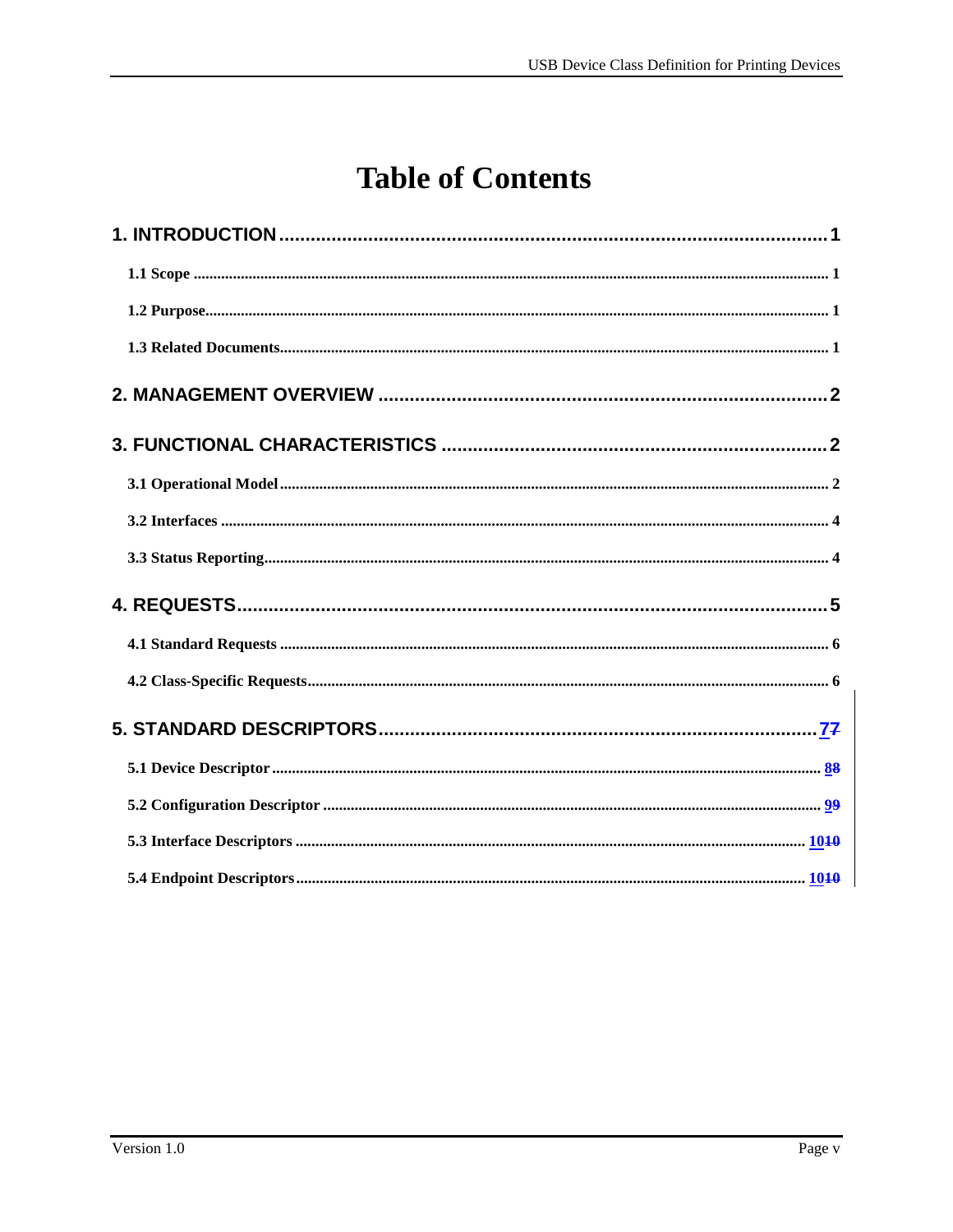# Table of Contents

**1. INTRODUCTION** .......................................................................................... **1**

**1.1 Scope** .......................................................................................... 1

**1.2 Purpose** .......................................................................................... 1

**1.3 Related Documents** .......................................................................................... 1

**2. MANAGEMENT OVERVIEW** .......................................................................................... **2**

**3. FUNCTIONAL CHARACTERISTICS** .......................................................................................... **2**

**3.1 Operational Model** .......................................................................................... 2

**3.2 Interfaces** .......................................................................................... 4

**3.3 Status Reporting** .......................................................................................... 4

**4. REQUESTS** .......................................................................................... **5**

**4.1 Standard Requests** .......................................................................................... 6

**4.2 Class-Specific Requests** .......................................................................................... 6

**5. STANDARD DESCRIPTORS** .......................................................................................... **77**

**5.1 Device Descriptor** .......................................................................................... 88

**5.2 Configuration Descriptor** .......................................................................................... 99

**5.3 Interface Descriptors** .......................................................................................... 1010

**5.4 Endpoint Descriptors** .......................................................................................... 1010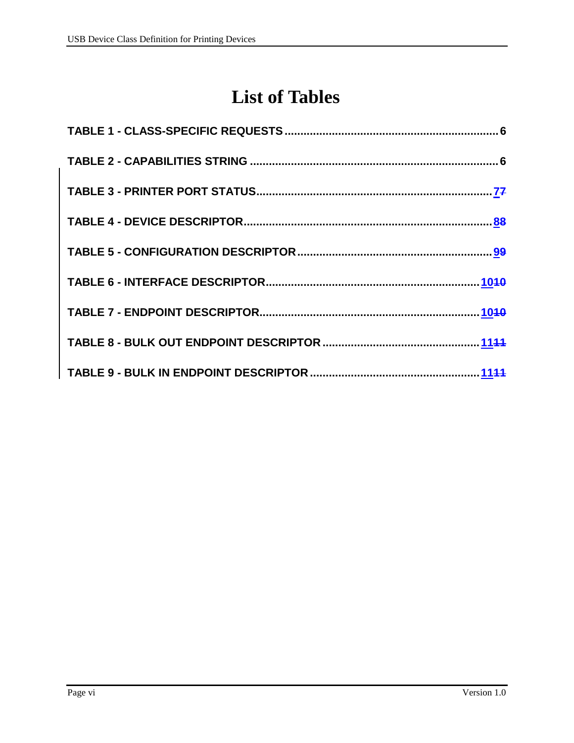# List of Tables

TABLE 1 - CLASS-SPECIFIC REQUESTS .......................................................... 6

TABLE 2 - CAPABILITIES STRING .................................................................. 6

TABLE 3 - PRINTER PORT STATUS.................................................................. 7

TABLE 4 - DEVICE DESCRIPTOR..................................................................... 8

TABLE 5 - CONFIGURATION DESCRIPTOR ...................................................... 9

TABLE 6 - INTERFACE DESCRIPTOR............................................................. 10

TABLE 7 - ENDPOINT DESCRIPTOR............................................................... 10

TABLE 8 - BULK OUT ENDPOINT DESCRIPTOR ............................................. 11

TABLE 9 - BULK IN ENDPOINT DESCRIPTOR ................................................ 11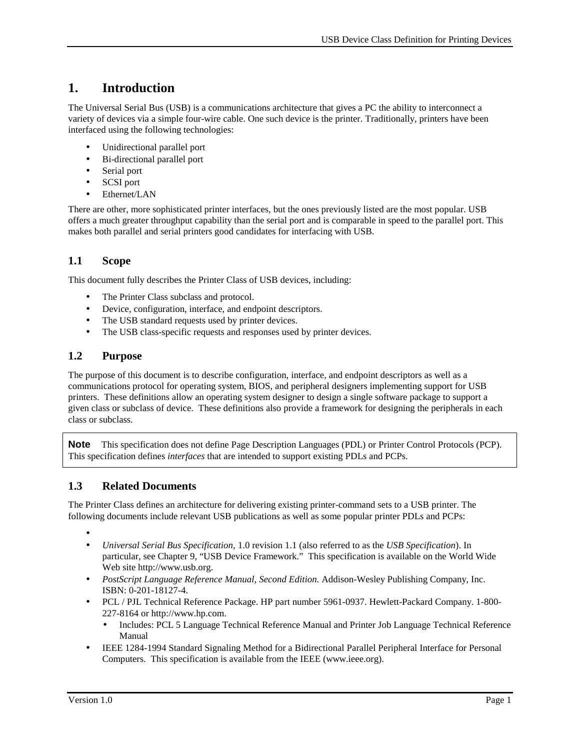# 1. Introduction

The Universal Serial Bus (USB) is a communications architecture that gives a PC the ability to interconnect a variety of devices via a simple four-wire cable. One such device is the printer. Traditionally, printers have been interfaced using the following technologies:

- Unidirectional parallel port
- Bi-directional parallel port
- Serial port
- SCSI port
- Ethernet/LAN

There are other, more sophisticated printer interfaces, but the ones previously listed are the most popular. USB offers a much greater throughput capability than the serial port and is comparable in speed to the parallel port. This makes both parallel and serial printers good candidates for interfacing with USB.

## 1.1 Scope

This document fully describes the Printer Class of USB devices, including:

- The Printer Class subclass and protocol.
- Device, configuration, interface, and endpoint descriptors.
- The USB standard requests used by printer devices.
- The USB class-specific requests and responses used by printer devices.

## 1.2 Purpose

The purpose of this document is to describe configuration, interface, and endpoint descriptors as well as a communications protocol for operating system, BIOS, and peripheral designers implementing support for USB printers. These definitions allow an operating system designer to design a single software package to support a given class or subclass of device. These definitions also provide a framework for designing the peripherals in each class or subclass.

> **Note** This specification does not define Page Description Languages (PDL) or Printer Control Protocols (PCP). This specification defines *interfaces* that are intended to support existing PDLs and PCPs.

## 1.3 Related Documents

The Printer Class defines an architecture for delivering existing printer-command sets to a USB printer. The following documents include relevant USB publications as well as some popular printer PDLs and PCPs:

- 
- *Universal Serial Bus Specification*, 1.0 revision 1.1 (also referred to as the *USB Specification*). In particular, see Chapter 9, “USB Device Framework.” This specification is available on the World Wide Web site http://www.usb.org.
- *PostScript Language Reference Manual, Second Edition.* Addison-Wesley Publishing Company, Inc. ISBN: 0-201-18127-4.
- PCL / PJL Technical Reference Package. HP part number 5961-0937. Hewlett-Packard Company. 1-800-227-8164 or http://www.hp.com.
  - Includes: PCL 5 Language Technical Reference Manual and Printer Job Language Technical Reference Manual
- IEEE 1284-1994 Standard Signaling Method for a Bidirectional Parallel Peripheral Interface for Personal Computers. This specification is available from the IEEE (www.ieee.org).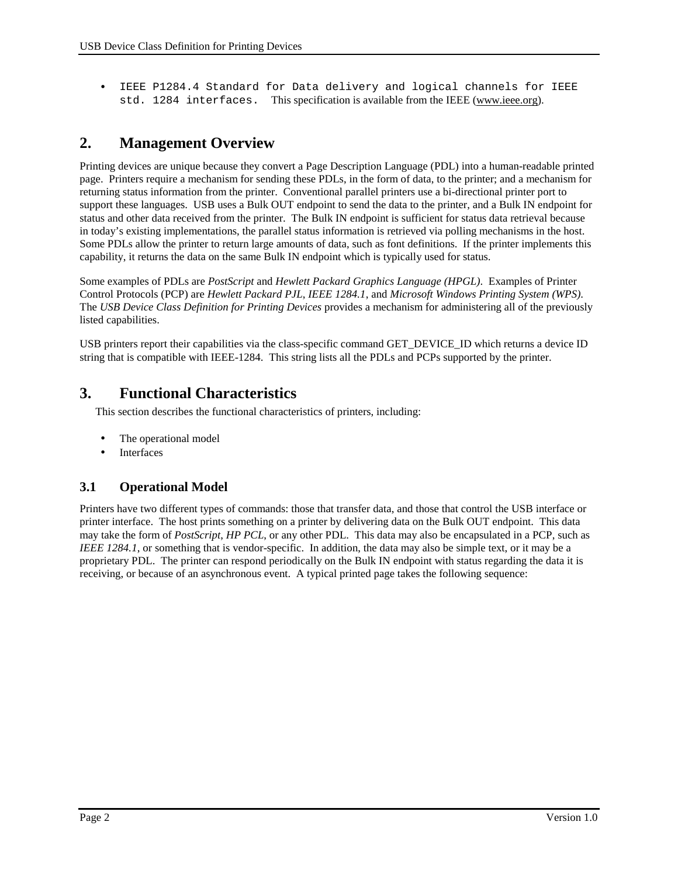- `IEEE P1284.4 Standard for Data delivery and logical channels for IEEE std. 1284 interfaces.` This specification is available from the IEEE (www.ieee.org).

# 2. Management Overview

Printing devices are unique because they convert a Page Description Language (PDL) into a human-readable printed page. Printers require a mechanism for sending these PDLs, in the form of data, to the printer; and a mechanism for returning status information from the printer. Conventional parallel printers use a bi-directional printer port to support these languages. USB uses a Bulk OUT endpoint to send the data to the printer, and a Bulk IN endpoint for status and other data received from the printer. The Bulk IN endpoint is sufficient for status data retrieval because in today's existing implementations, the parallel status information is retrieved via polling mechanisms in the host. Some PDLs allow the printer to return large amounts of data, such as font definitions. If the printer implements this capability, it returns the data on the same Bulk IN endpoint which is typically used for status.

Some examples of PDLs are *PostScript* and *Hewlett Packard Graphics Language (HPGL)*. Examples of Printer Control Protocols (PCP) are *Hewlett Packard PJL*, *IEEE 1284.1*, and *Microsoft Windows Printing System (WPS)*. The *USB Device Class Definition for Printing Devices* provides a mechanism for administering all of the previously listed capabilities.

USB printers report their capabilities via the class-specific command GET_DEVICE_ID which returns a device ID string that is compatible with IEEE-1284. This string lists all the PDLs and PCPs supported by the printer.

# 3. Functional Characteristics

This section describes the functional characteristics of printers, including:

- The operational model
- Interfaces

## 3.1 Operational Model

Printers have two different types of commands: those that transfer data, and those that control the USB interface or printer interface. The host prints something on a printer by delivering data on the Bulk OUT endpoint. This data may take the form of *PostScript*, *HP PCL*, or any other PDL. This data may also be encapsulated in a PCP, such as *IEEE 1284.1*, or something that is vendor-specific. In addition, the data may also be simple text, or it may be a proprietary PDL. The printer can respond periodically on the Bulk IN endpoint with status regarding the data it is receiving, or because of an asynchronous event. A typical printed page takes the following sequence: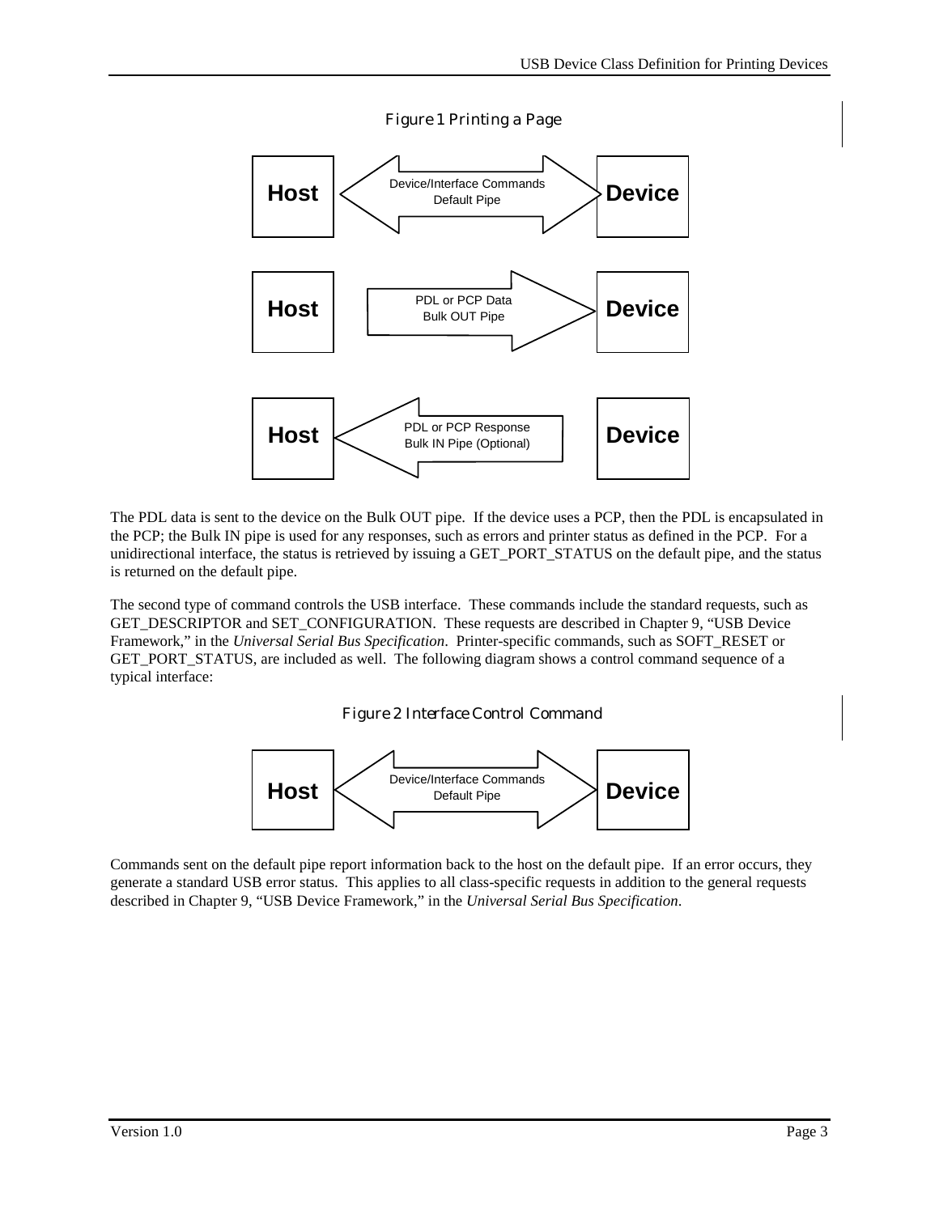Figure 1 Printing a Page

Host ⟷ Device: Device/Interface Commands, Default Pipe

Host → Device: PDL or PCP Data, Bulk OUT Pipe

Host ← Device: PDL or PCP Response, Bulk IN Pipe (Optional)

The PDL data is sent to the device on the Bulk OUT pipe. If the device uses a PCP, then the PDL is encapsulated in the PCP; the Bulk IN pipe is used for any responses, such as errors and printer status as defined in the PCP. For a unidirectional interface, the status is retrieved by issuing a GET_PORT_STATUS on the default pipe, and the status is returned on the default pipe.

The second type of command controls the USB interface. These commands include the standard requests, such as GET_DESCRIPTOR and SET_CONFIGURATION. These requests are described in Chapter 9, "USB Device Framework," in the *Universal Serial Bus Specification*. Printer-specific commands, such as SOFT_RESET or GET_PORT_STATUS, are included as well. The following diagram shows a control command sequence of a typical interface:

Figure 2 Interface Control Command

Host ⟷ Device: Device/Interface Commands, Default Pipe

Commands sent on the default pipe report information back to the host on the default pipe. If an error occurs, they generate a standard USB error status. This applies to all class-specific requests in addition to the general requests described in Chapter 9, "USB Device Framework," in the *Universal Serial Bus Specification*.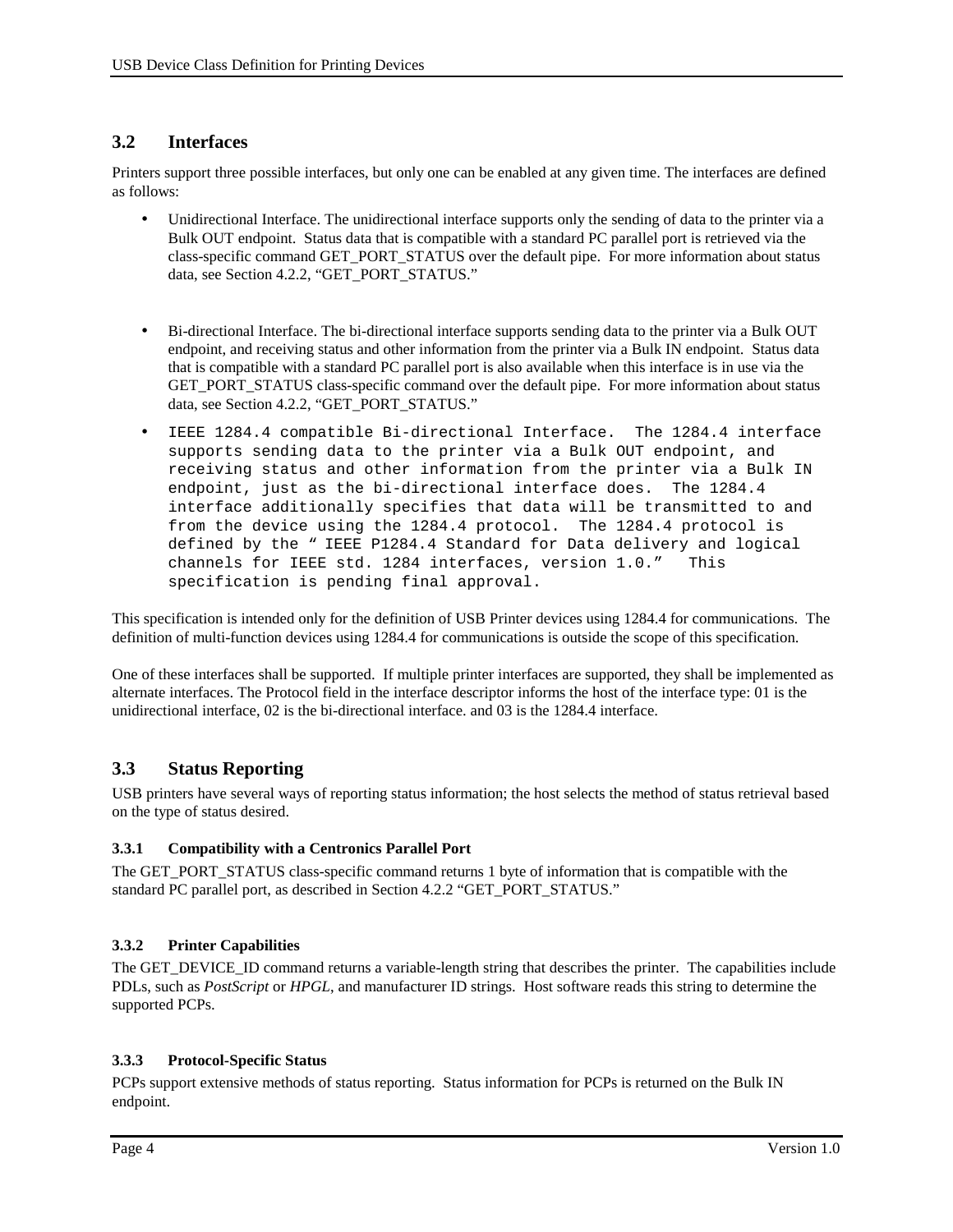## 3.2 Interfaces

Printers support three possible interfaces, but only one can be enabled at any given time. The interfaces are defined as follows:

- Unidirectional Interface. The unidirectional interface supports only the sending of data to the printer via a Bulk OUT endpoint. Status data that is compatible with a standard PC parallel port is retrieved via the class-specific command GET_PORT_STATUS over the default pipe. For more information about status data, see Section 4.2.2, "GET_PORT_STATUS."

- Bi-directional Interface. The bi-directional interface supports sending data to the printer via a Bulk OUT endpoint, and receiving status and other information from the printer via a Bulk IN endpoint. Status data that is compatible with a standard PC parallel port is also available when this interface is in use via the GET_PORT_STATUS class-specific command over the default pipe. For more information about status data, see Section 4.2.2, "GET_PORT_STATUS."

- IEEE 1284.4 compatible Bi-directional Interface. The 1284.4 interface supports sending data to the printer via a Bulk OUT endpoint, and receiving status and other information from the printer via a Bulk IN endpoint, just as the bi-directional interface does. The 1284.4 interface additionally specifies that data will be transmitted to and from the device using the 1284.4 protocol. The 1284.4 protocol is defined by the " IEEE P1284.4 Standard for Data delivery and logical channels for IEEE std. 1284 interfaces, version 1.0." This specification is pending final approval.

This specification is intended only for the definition of USB Printer devices using 1284.4 for communications. The definition of multi-function devices using 1284.4 for communications is outside the scope of this specification.

One of these interfaces shall be supported. If multiple printer interfaces are supported, they shall be implemented as alternate interfaces. The Protocol field in the interface descriptor informs the host of the interface type: 01 is the unidirectional interface, 02 is the bi-directional interface. and 03 is the 1284.4 interface.

## 3.3 Status Reporting

USB printers have several ways of reporting status information; the host selects the method of status retrieval based on the type of status desired.

### 3.3.1 Compatibility with a Centronics Parallel Port

The GET_PORT_STATUS class-specific command returns 1 byte of information that is compatible with the standard PC parallel port, as described in Section 4.2.2 "GET_PORT_STATUS."

### 3.3.2 Printer Capabilities

The GET_DEVICE_ID command returns a variable-length string that describes the printer. The capabilities include PDLs, such as *PostScript* or *HPGL*, and manufacturer ID strings. Host software reads this string to determine the supported PCPs.

### 3.3.3 Protocol-Specific Status

PCPs support extensive methods of status reporting. Status information for PCPs is returned on the Bulk IN endpoint.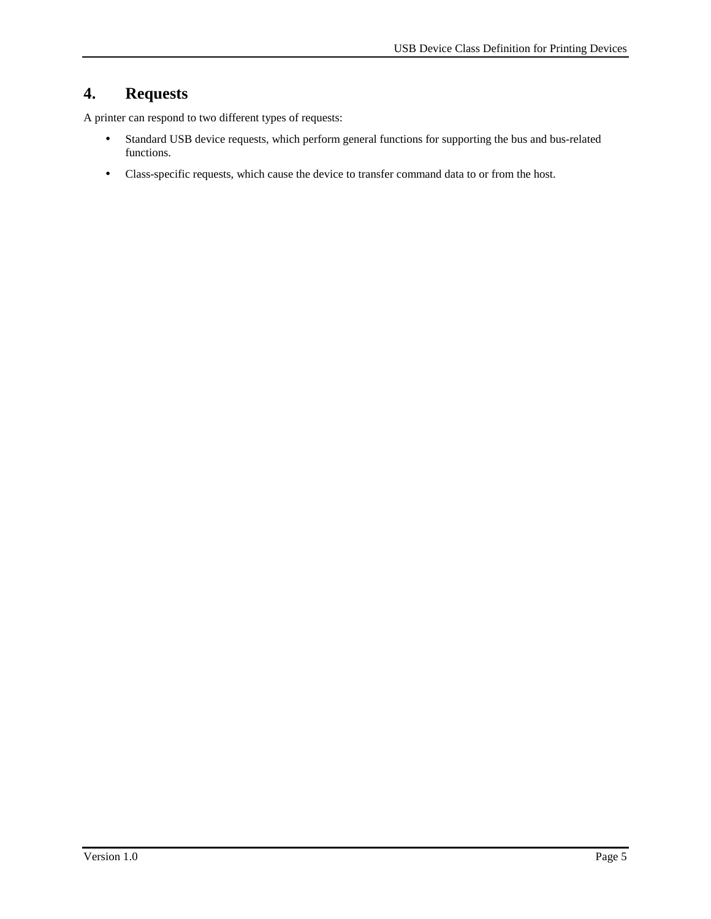# 4. Requests

A printer can respond to two different types of requests:

- Standard USB device requests, which perform general functions for supporting the bus and bus-related functions.
- Class-specific requests, which cause the device to transfer command data to or from the host.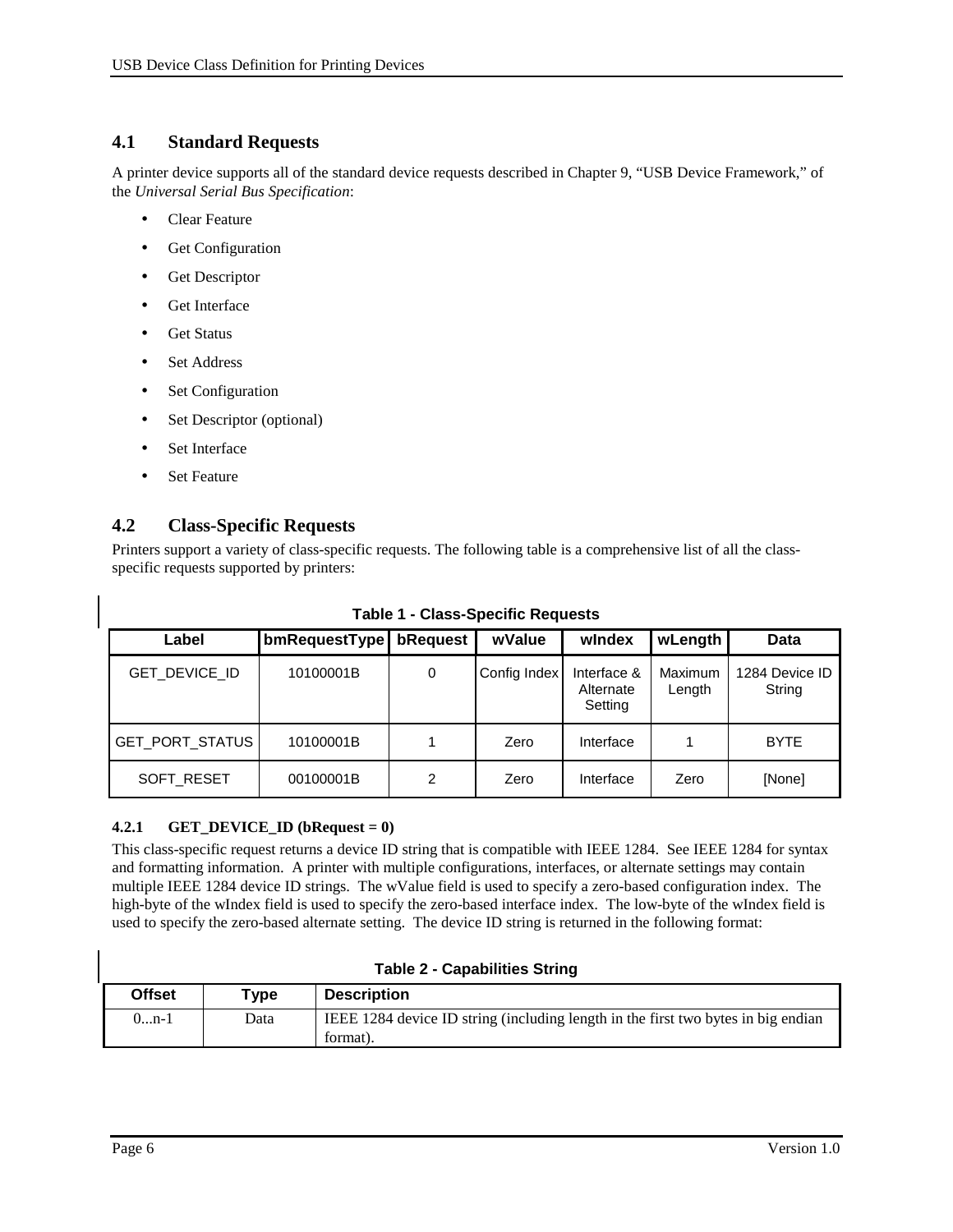## 4.1 Standard Requests

A printer device supports all of the standard device requests described in Chapter 9, "USB Device Framework," of the *Universal Serial Bus Specification*:

- Clear Feature
- Get Configuration
- Get Descriptor
- Get Interface
- Get Status
- Set Address
- Set Configuration
- Set Descriptor (optional)
- Set Interface
- Set Feature

## 4.2 Class-Specific Requests

Printers support a variety of class-specific requests. The following table is a comprehensive list of all the class-specific requests supported by printers:

**Table 1 - Class-Specific Requests**

| Label | bmRequestType | bRequest | wValue | wIndex | wLength | Data |
|---|---|---|---|---|---|---|
| GET_DEVICE_ID | 10100001B | 0 | Config Index | Interface & Alternate Setting | Maximum Length | 1284 Device ID String |
| GET_PORT_STATUS | 10100001B | 1 | Zero | Interface | 1 | BYTE |
| SOFT_RESET | 00100001B | 2 | Zero | Interface | Zero | [None] |

### 4.2.1 GET_DEVICE_ID (bRequest = 0)

This class-specific request returns a device ID string that is compatible with IEEE 1284. See IEEE 1284 for syntax and formatting information. A printer with multiple configurations, interfaces, or alternate settings may contain multiple IEEE 1284 device ID strings. The wValue field is used to specify a zero-based configuration index. The high-byte of the wIndex field is used to specify the zero-based interface index. The low-byte of the wIndex field is used to specify the zero-based alternate setting. The device ID string is returned in the following format:

**Table 2 - Capabilities String**

| Offset | Type | Description |
|---|---|---|
| 0...n-1 | Data | IEEE 1284 device ID string (including length in the first two bytes in big endian format). |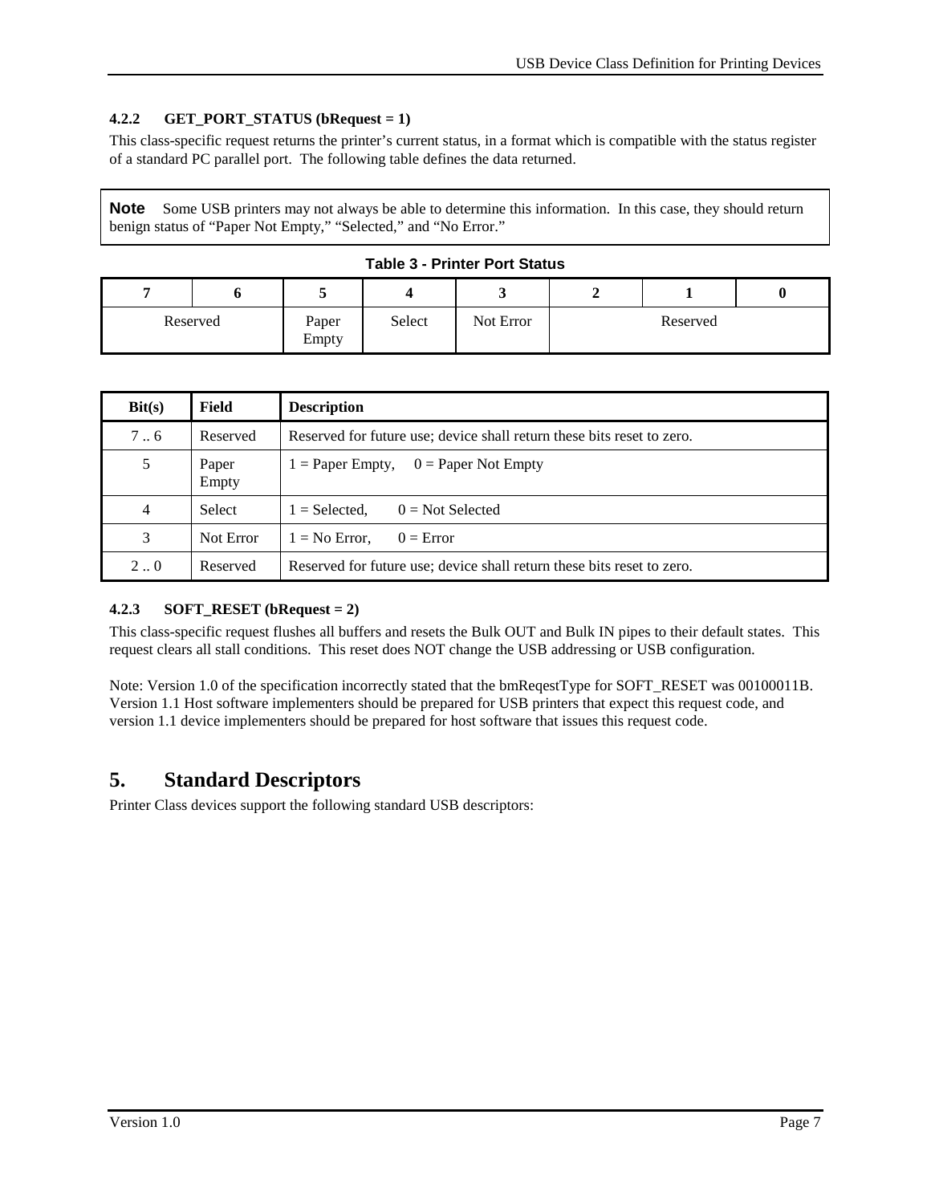#### 4.2.2 GET_PORT_STATUS (bRequest = 1)

This class-specific request returns the printer's current status, in a format which is compatible with the status register of a standard PC parallel port. The following table defines the data returned.

> **Note** Some USB printers may not always be able to determine this information. In this case, they should return benign status of "Paper Not Empty," "Selected," and "No Error."

**Table 3 - Printer Port Status**

| 7 | 6 | 5 | 4 | 3 | 2 | 1 | 0 |
|---|---|---|---|---|---|---|---|
| Reserved | | Paper Empty | Select | Not Error | Reserved | | |

| Bit(s) | Field | Description |
|---|---|---|
| 7 .. 6 | Reserved | Reserved for future use; device shall return these bits reset to zero. |
| 5 | Paper Empty | 1 = Paper Empty, 0 = Paper Not Empty |
| 4 | Select | 1 = Selected, 0 = Not Selected |
| 3 | Not Error | 1 = No Error, 0 = Error |
| 2 .. 0 | Reserved | Reserved for future use; device shall return these bits reset to zero. |

#### 4.2.3 SOFT_RESET (bRequest = 2)

This class-specific request flushes all buffers and resets the Bulk OUT and Bulk IN pipes to their default states. This request clears all stall conditions. This reset does NOT change the USB addressing or USB configuration.

Note: Version 1.0 of the specification incorrectly stated that the bmReqestType for SOFT_RESET was 00100011B. Version 1.1 Host software implementers should be prepared for USB printers that expect this request code, and version 1.1 device implementers should be prepared for host software that issues this request code.

## 5. Standard Descriptors

Printer Class devices support the following standard USB descriptors: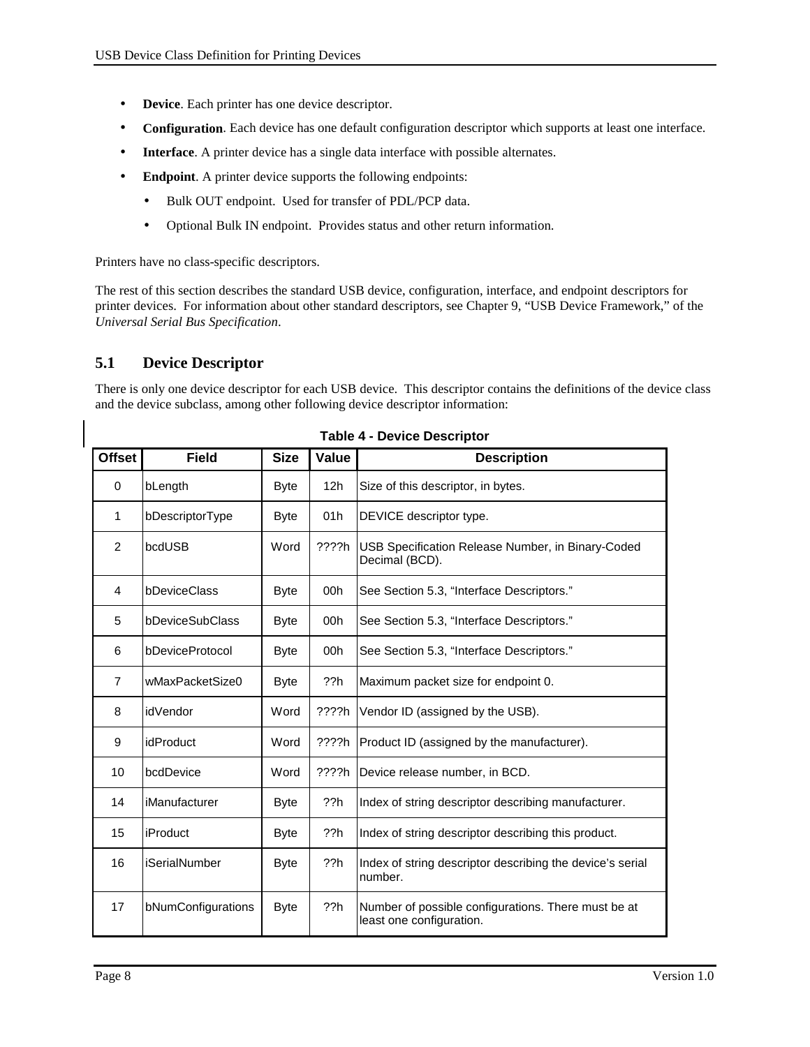- **Device**. Each printer has one device descriptor.
- **Configuration**. Each device has one default configuration descriptor which supports at least one interface.
- **Interface**. A printer device has a single data interface with possible alternates.
- **Endpoint**. A printer device supports the following endpoints:
  - Bulk OUT endpoint. Used for transfer of PDL/PCP data.
  - Optional Bulk IN endpoint. Provides status and other return information.

Printers have no class-specific descriptors.

The rest of this section describes the standard USB device, configuration, interface, and endpoint descriptors for printer devices. For information about other standard descriptors, see Chapter 9, "USB Device Framework," of the *Universal Serial Bus Specification*.

## 5.1 Device Descriptor

There is only one device descriptor for each USB device. This descriptor contains the definitions of the device class and the device subclass, among other following device descriptor information:

**Table 4 - Device Descriptor**

| Offset | Field | Size | Value | Description |
|---|---|---|---|---|
| 0 | bLength | Byte | 12h | Size of this descriptor, in bytes. |
| 1 | bDescriptorType | Byte | 01h | DEVICE descriptor type. |
| 2 | bcdUSB | Word | ????h | USB Specification Release Number, in Binary-Coded Decimal (BCD). |
| 4 | bDeviceClass | Byte | 00h | See Section 5.3, "Interface Descriptors." |
| 5 | bDeviceSubClass | Byte | 00h | See Section 5.3, "Interface Descriptors." |
| 6 | bDeviceProtocol | Byte | 00h | See Section 5.3, "Interface Descriptors." |
| 7 | wMaxPacketSize0 | Byte | ??h | Maximum packet size for endpoint 0. |
| 8 | idVendor | Word | ????h | Vendor ID (assigned by the USB). |
| 9 | idProduct | Word | ????h | Product ID (assigned by the manufacturer). |
| 10 | bcdDevice | Word | ????h | Device release number, in BCD. |
| 14 | iManufacturer | Byte | ??h | Index of string descriptor describing manufacturer. |
| 15 | iProduct | Byte | ??h | Index of string descriptor describing this product. |
| 16 | iSerialNumber | Byte | ??h | Index of string descriptor describing the device's serial number. |
| 17 | bNumConfigurations | Byte | ??h | Number of possible configurations. There must be at least one configuration. |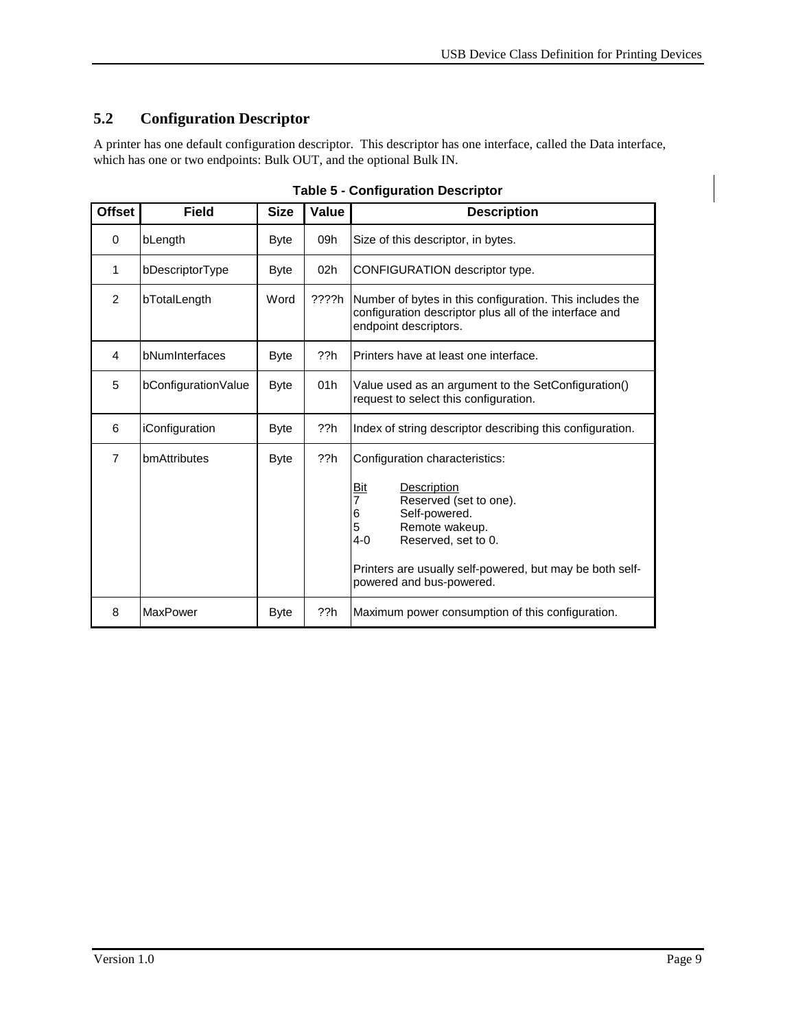## 5.2 Configuration Descriptor

A printer has one default configuration descriptor. This descriptor has one interface, called the Data interface, which has one or two endpoints: Bulk OUT, and the optional Bulk IN.

**Table 5 - Configuration Descriptor**

| Offset | Field | Size | Value | Description |
|---|---|---|---|---|
| 0 | bLength | Byte | 09h | Size of this descriptor, in bytes. |
| 1 | bDescriptorType | Byte | 02h | CONFIGURATION descriptor type. |
| 2 | bTotalLength | Word | ????h | Number of bytes in this configuration. This includes the configuration descriptor plus all of the interface and endpoint descriptors. |
| 4 | bNumInterfaces | Byte | ??h | Printers have at least one interface. |
| 5 | bConfigurationValue | Byte | 01h | Value used as an argument to the SetConfiguration() request to select this configuration. |
| 6 | iConfiguration | Byte | ??h | Index of string descriptor describing this configuration. |
| 7 | bmAttributes | Byte | ??h | Configuration characteristics:<br><br>Bit Description<br>7 Reserved (set to one).<br>6 Self-powered.<br>5 Remote wakeup.<br>4-0 Reserved, set to 0.<br><br>Printers are usually self-powered, but may be both self-powered and bus-powered. |
| 8 | MaxPower | Byte | ??h | Maximum power consumption of this configuration. |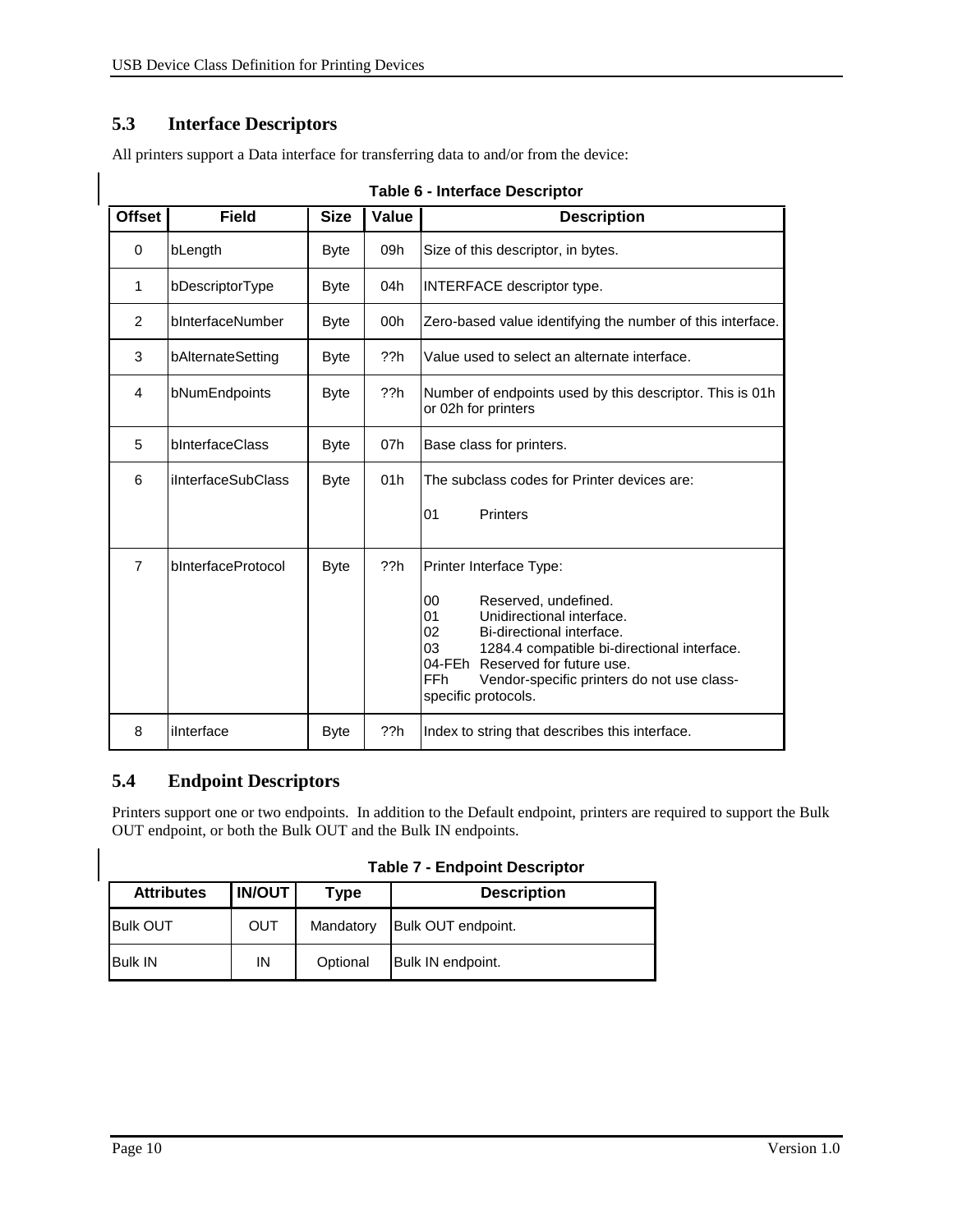## 5.3 Interface Descriptors

All printers support a Data interface for transferring data to and/or from the device:

**Table 6 - Interface Descriptor**

| Offset | Field | Size | Value | Description |
|---|---|---|---|---|
| 0 | bLength | Byte | 09h | Size of this descriptor, in bytes. |
| 1 | bDescriptorType | Byte | 04h | INTERFACE descriptor type. |
| 2 | bInterfaceNumber | Byte | 00h | Zero-based value identifying the number of this interface. |
| 3 | bAlternateSetting | Byte | ??h | Value used to select an alternate interface. |
| 4 | bNumEndpoints | Byte | ??h | Number of endpoints used by this descriptor. This is 01h or 02h for printers |
| 5 | bInterfaceClass | Byte | 07h | Base class for printers. |
| 6 | iInterfaceSubClass | Byte | 01h | The subclass codes for Printer devices are:<br><br>01 Printers |
| 7 | bInterfaceProtocol | Byte | ??h | Printer Interface Type:<br><br>00 Reserved, undefined.<br>01 Unidirectional interface.<br>02 Bi-directional interface.<br>03 1284.4 compatible bi-directional interface.<br>04-FEh Reserved for future use.<br>FFh Vendor-specific printers do not use class-specific protocols. |
| 8 | iInterface | Byte | ??h | Index to string that describes this interface. |

## 5.4 Endpoint Descriptors

Printers support one or two endpoints. In addition to the Default endpoint, printers are required to support the Bulk OUT endpoint, or both the Bulk OUT and the Bulk IN endpoints.

**Table 7 - Endpoint Descriptor**

| Attributes | IN/OUT | Type | Description |
|---|---|---|---|
| Bulk OUT | OUT | Mandatory | Bulk OUT endpoint. |
| Bulk IN | IN | Optional | Bulk IN endpoint. |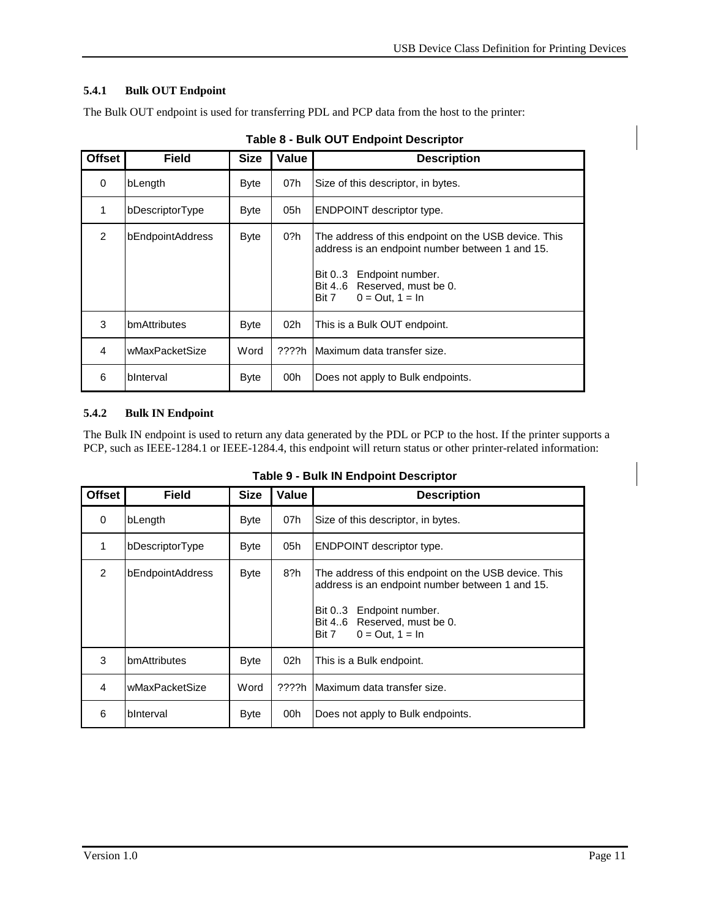### 5.4.1 Bulk OUT Endpoint

The Bulk OUT endpoint is used for transferring PDL and PCP data from the host to the printer:

**Table 8 - Bulk OUT Endpoint Descriptor**

| Offset | Field | Size | Value | Description |
|---|---|---|---|---|
| 0 | bLength | Byte | 07h | Size of this descriptor, in bytes. |
| 1 | bDescriptorType | Byte | 05h | ENDPOINT descriptor type. |
| 2 | bEndpointAddress | Byte | 0?h | The address of this endpoint on the USB device. This address is an endpoint number between 1 and 15.<br><br>Bit 0..3 Endpoint number.<br>Bit 4..6 Reserved, must be 0.<br>Bit 7 0 = Out, 1 = In |
| 3 | bmAttributes | Byte | 02h | This is a Bulk OUT endpoint. |
| 4 | wMaxPacketSize | Word | ????h | Maximum data transfer size. |
| 6 | bInterval | Byte | 00h | Does not apply to Bulk endpoints. |

### 5.4.2 Bulk IN Endpoint

The Bulk IN endpoint is used to return any data generated by the PDL or PCP to the host. If the printer supports a PCP, such as IEEE-1284.1 or IEEE-1284.4, this endpoint will return status or other printer-related information:

**Table 9 - Bulk IN Endpoint Descriptor**

| Offset | Field | Size | Value | Description |
|---|---|---|---|---|
| 0 | bLength | Byte | 07h | Size of this descriptor, in bytes. |
| 1 | bDescriptorType | Byte | 05h | ENDPOINT descriptor type. |
| 2 | bEndpointAddress | Byte | 8?h | The address of this endpoint on the USB device. This address is an endpoint number between 1 and 15.<br><br>Bit 0..3 Endpoint number.<br>Bit 4..6 Reserved, must be 0.<br>Bit 7 0 = Out, 1 = In |
| 3 | bmAttributes | Byte | 02h | This is a Bulk endpoint. |
| 4 | wMaxPacketSize | Word | ????h | Maximum data transfer size. |
| 6 | bInterval | Byte | 00h | Does not apply to Bulk endpoints. |